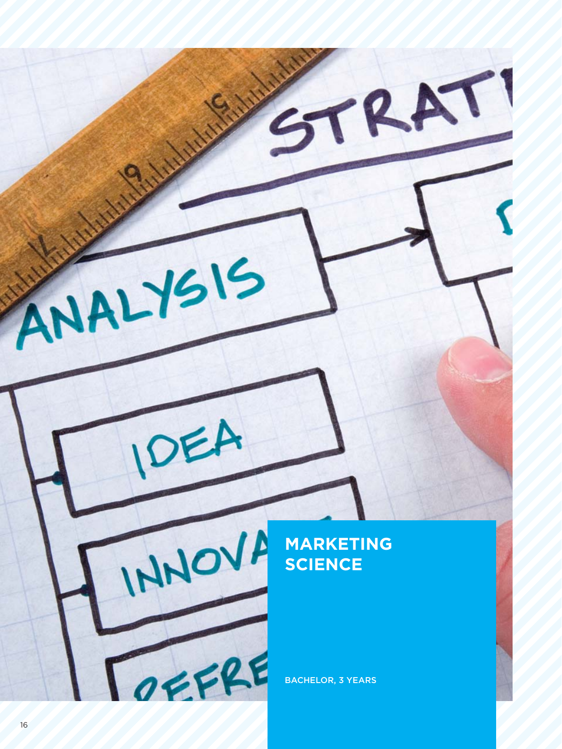# MARKETING SCIENCE

BACHELOR, 3 YEARS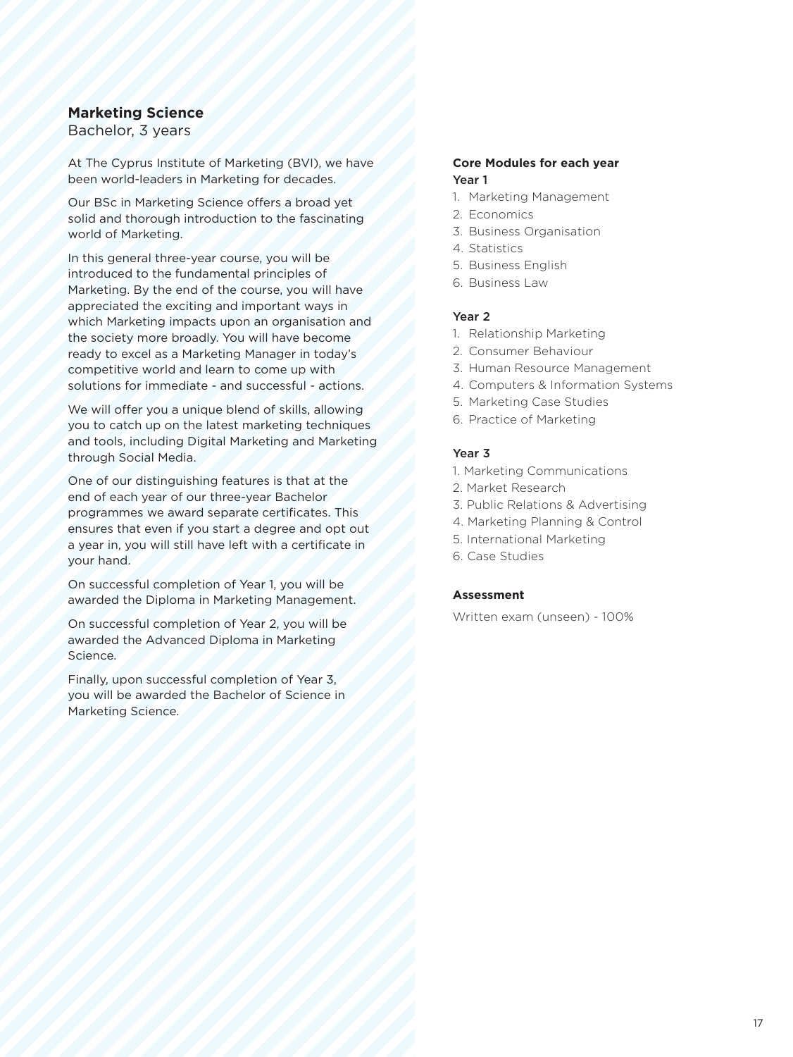## Marketing Science

Bachelor, 3 years

At The Cyprus Institute of Marketing (BVI), we have been world-leaders in Marketing for decades.

Our BSc in Marketing Science offers a broad yet solid and thorough introduction to the fascinating world of Marketing.

In this general three-year course, you will be introduced to the fundamental principles of Marketing. By the end of the course, you will have appreciated the exciting and important ways in which Marketing impacts upon an organisation and the society more broadly. You will have become ready to excel as a Marketing Manager in today's competitive world and learn to come up with solutions for immediate - and successful - actions.

We will offer you a unique blend of skills, allowing you to catch up on the latest marketing techniques and tools, including Digital Marketing and Marketing through Social Media.

One of our distinguishing features is that at the end of each year of our three-year Bachelor programmes we award separate certificates. This ensures that even if you start a degree and opt out a year in, you will still have left with a certificate in your hand.

On successful completion of Year 1, you will be awarded the Diploma in Marketing Management.

On successful completion of Year 2, you will be awarded the Advanced Diploma in Marketing Science.

Finally, upon successful completion of Year 3, you will be awarded the Bachelor of Science in Marketing Science.

### Core Modules for each year

**Year 1**

1. Marketing Management
2. Economics
3. Business Organisation
4. Statistics
5. Business English
6. Business Law

**Year 2**

1. Relationship Marketing
2. Consumer Behaviour
3. Human Resource Management
4. Computers & Information Systems
5. Marketing Case Studies
6. Practice of Marketing

**Year 3**

1. Marketing Communications
2. Market Research
3. Public Relations & Advertising
4. Marketing Planning & Control
5. International Marketing
6. Case Studies

### Assessment

Written exam (unseen) - 100%